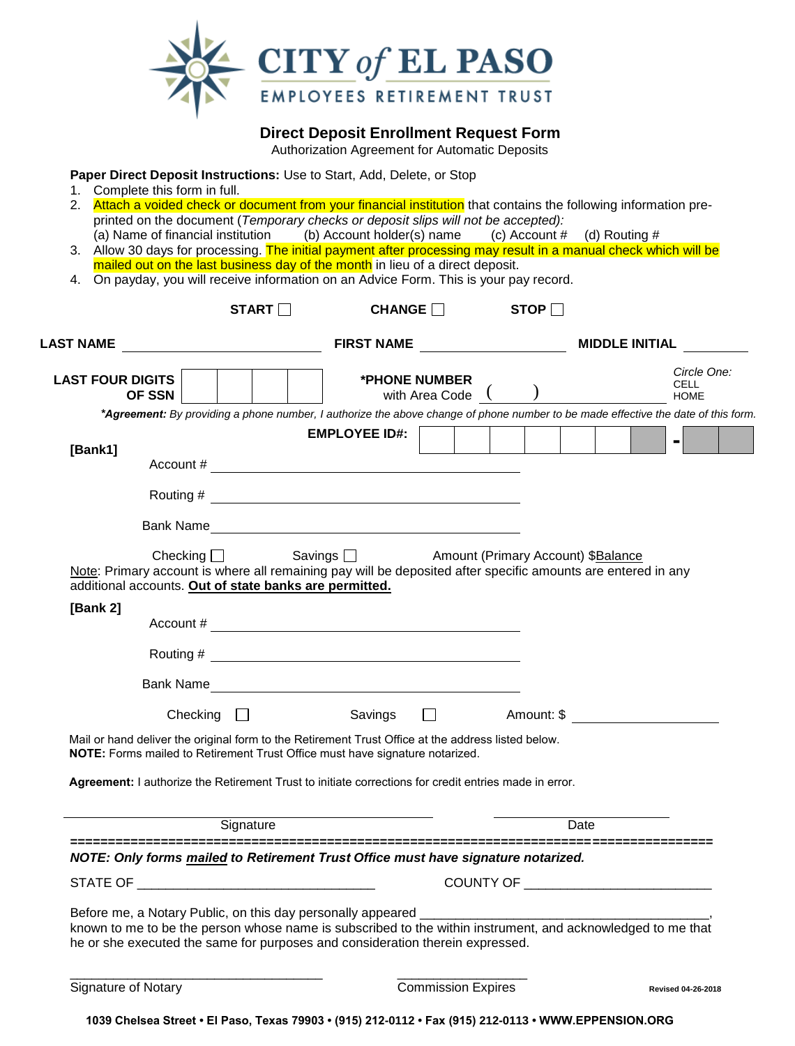# CITY of EL PASO
## EMPLOYEES RETIREMENT TRUST

### Direct Deposit Enrollment Request Form
Authorization Agreement for Automatic Deposits

**Paper Direct Deposit Instructions:** Use to Start, Add, Delete, or Stop

1. Complete this form in full.
2. Attach a voided check or document from your financial institution that contains the following information pre-printed on the document (*Temporary checks or deposit slips will not be accepted):*
   (a) Name of financial institution (b) Account holder(s) name (c) Account # (d) Routing #
3. Allow 30 days for processing. The initial payment after processing may result in a manual check which will be mailed out on the last business day of the month in lieu of a direct deposit.
4. On payday, you will receive information on an Advice Form. This is your pay record.

**START** ☐ **CHANGE** ☐ **STOP** ☐

**LAST NAME** ______________________ **FIRST NAME** ________________ **MIDDLE INITIAL** ________

**LAST FOUR DIGITS OF SSN** | | | | |

**\*PHONE NUMBER** with Area Code ( ) ____________________ *Circle One:* CELL HOME

***Agreement:** By providing a phone number, I authorize the above change of phone number to be made effective the date of this form.*

**EMPLOYEE ID#:** | | | | | | | | - | | |

**[Bank1]**

Account # ________________________________

Routing # ________________________________

Bank Name ________________________________

Checking ☐ Savings ☐ Amount (Primary Account) $Balance

Note: Primary account is where all remaining pay will be deposited after specific amounts are entered in any additional accounts. **Out of state banks are permitted.**

**[Bank 2]**

Account # ________________________________

Routing # ________________________________

Bank Name ________________________________

Checking ☐ Savings ☐ Amount: $ ______________

Mail or hand deliver the original form to the Retirement Trust Office at the address listed below.
**NOTE:** Forms mailed to Retirement Trust Office must have signature notarized.

**Agreement:** I authorize the Retirement Trust to initiate corrections for credit entries made in error.

______________________________ ______________________
Signature Date

==========================================================================================

***NOTE: Only forms mailed to Retirement Trust Office must have signature notarized.***

STATE OF ________________________________ COUNTY OF __________________________

Before me, a Notary Public, on this day personally appeared ________________________________________, known to me to be the person whose name is subscribed to the within instrument, and acknowledged to me that he or she executed the same for purposes and consideration therein expressed.

____________________________________ __________________
Signature of Notary Commission Expires

Revised 04-26-2018

**1039 Chelsea Street • El Paso, Texas 79903 • (915) 212-0112 • Fax (915) 212-0113 • WWW.EPPENSION.ORG**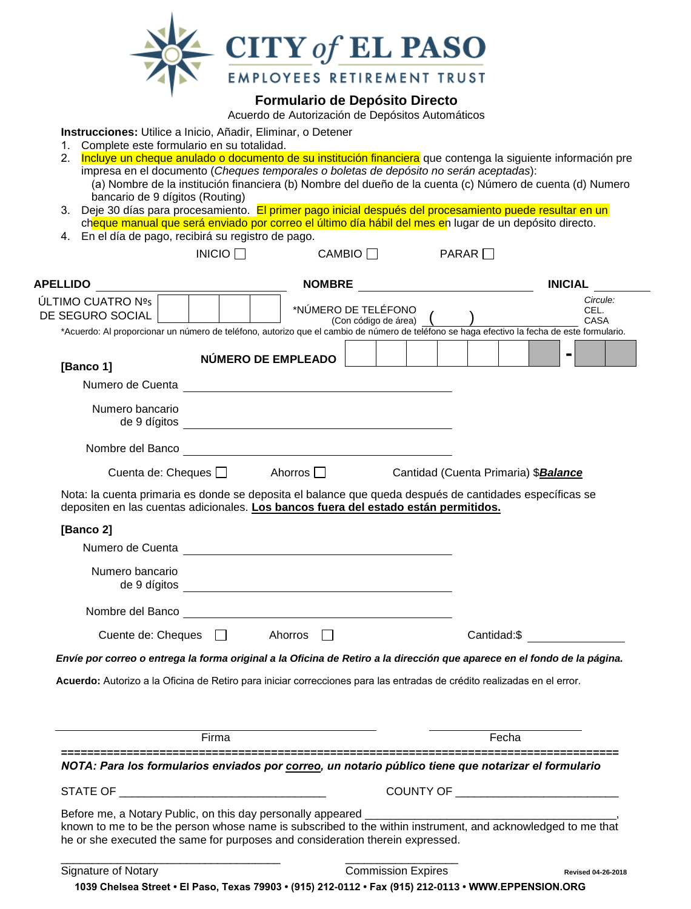**CITY of EL PASO**
**EMPLOYEES RETIREMENT TRUST**

# Formulario de Depósito Directo

Acuerdo de Autorización de Depósitos Automáticos

**Instrucciones:** Utilice a Inicio, Añadir, Eliminar, o Detener

1. Complete este formulario en su totalidad.
2. Incluye un cheque anulado o documento de su institución financiera que contenga la siguiente información pre impresa en el documento (*Cheques temporales o boletas de depósito no serán aceptadas*):
   (a) Nombre de la institución financiera (b) Nombre del dueño de la cuenta (c) Número de cuenta (d) Numero bancario de 9 dígitos (Routing)
3. Deje 30 días para procesamiento. El primer pago inicial después del procesamiento puede resultar en un cheque manual que será enviado por correo el último día hábil del mes en lugar de un depósito directo.
4. En el día de pago, recibirá su registro de pago.

INICIO ☐ CAMBIO ☐ PARAR ☐

**APELLIDO** ______________________ **NOMBRE** ______________________ **INICIAL** __________

ÚLTIMO CUATRO Nºs DE SEGURO SOCIAL ☐☐☐☐ *NÚMERO DE TELÉFONO (Con código de área) ( ) ______________ *Circule:* CEL. CASA

*Acuerdo: Al proporcionar un número de teléfono, autorizo que el cambio de número de teléfono se haga efectivo la fecha de este formulario.

**NÚMERO DE EMPLEADO** ☐☐☐☐☐☐☐ - ☐☐

**[Banco 1]**

Numero de Cuenta ______________________

Numero bancario de 9 dígitos ______________________

Nombre del Banco ______________________

Cuenta de: Cheques ☐ Ahorros ☐ Cantidad (Cuenta Primaria) $***Balance***

Nota: la cuenta primaria es donde se deposita el balance que queda después de cantidades específicas se depositen en las cuentas adicionales. **Los bancos fuera del estado están permitidos.**

**[Banco 2]**

Numero de Cuenta ______________________

Numero bancario de 9 dígitos ______________________

Nombre del Banco ______________________

Cuente de: Cheques ☐ Ahorros ☐ Cantidad:$ __________

***Envíe por correo o entrega la forma original a la Oficina de Retiro a la dirección que aparece en el fondo de la página.***

**Acuerdo:** Autorizo a la Oficina de Retiro para iniciar correcciones para las entradas de crédito realizadas en el error.

______________________ ______________________
Firma Fecha

=====================================================================================

***NOTA: Para los formularios enviados por correo, un notario público tiene que notarizar el formulario***

STATE OF ______________________ COUNTY OF ______________________

Before me, a Notary Public, on this day personally appeared ______________________, known to me to be the person whose name is subscribed to the within instrument, and acknowledged to me that he or she executed the same for purposes and consideration therein expressed.

______________________ ______________________
Signature of Notary Commission Expires

Revised 04-26-2018

**1039 Chelsea Street • El Paso, Texas 79903 • (915) 212-0112 • Fax (915) 212-0113 • WWW.EPPENSION.ORG**